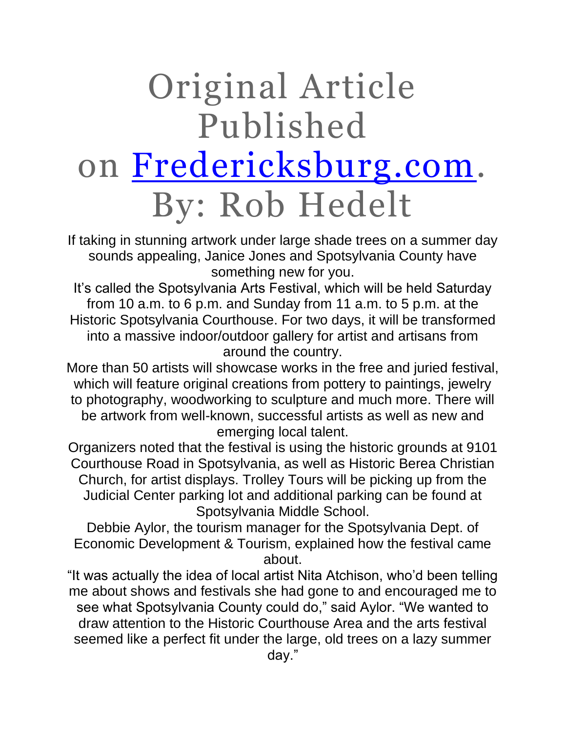# Original Article Published on [Fredericksburg.com](Fredericksburg.com). By: Rob Hedelt

If taking in stunning artwork under large shade trees on a summer day sounds appealing, Janice Jones and Spotsylvania County have something new for you.

It's called the Spotsylvania Arts Festival, which will be held Saturday from 10 a.m. to 6 p.m. and Sunday from 11 a.m. to 5 p.m. at the Historic Spotsylvania Courthouse. For two days, it will be transformed into a massive indoor/outdoor gallery for artist and artisans from around the country.

More than 50 artists will showcase works in the free and juried festival, which will feature original creations from pottery to paintings, jewelry to photography, woodworking to sculpture and much more. There will be artwork from well-known, successful artists as well as new and emerging local talent.

Organizers noted that the festival is using the historic grounds at 9101 Courthouse Road in Spotsylvania, as well as Historic Berea Christian Church, for artist displays. Trolley Tours will be picking up from the Judicial Center parking lot and additional parking can be found at Spotsylvania Middle School.

Debbie Aylor, the tourism manager for the Spotsylvania Dept. of Economic Development & Tourism, explained how the festival came about.

"It was actually the idea of local artist Nita Atchison, who'd been telling me about shows and festivals she had gone to and encouraged me to see what Spotsylvania County could do," said Aylor. "We wanted to draw attention to the Historic Courthouse Area and the arts festival seemed like a perfect fit under the large, old trees on a lazy summer day."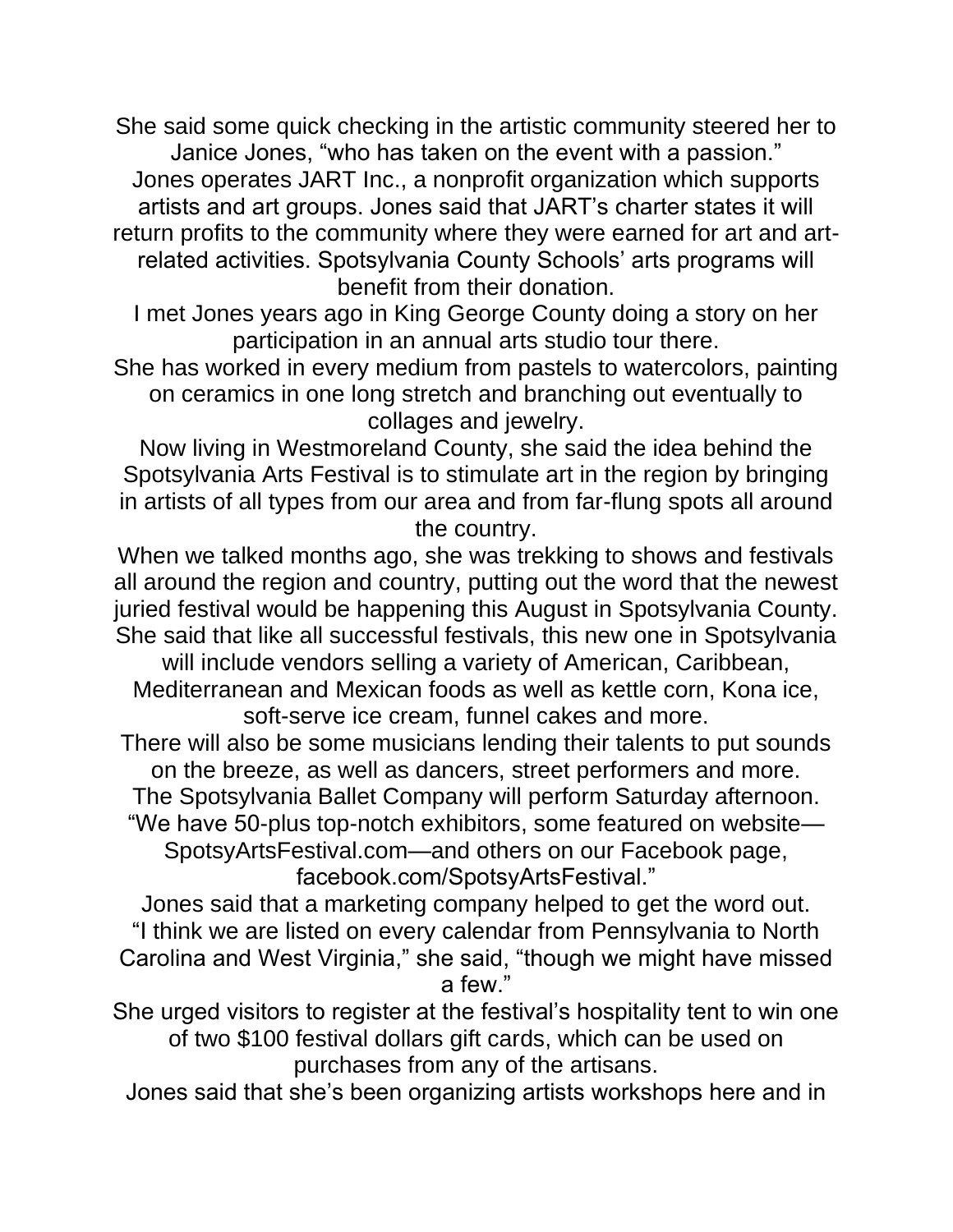She said some quick checking in the artistic community steered her to Janice Jones, “who has taken on the event with a passion.”

Jones operates JART Inc., a nonprofit organization which supports artists and art groups. Jones said that JART’s charter states it will return profits to the community where they were earned for art and art-related activities. Spotsylvania County Schools’ arts programs will benefit from their donation.

I met Jones years ago in King George County doing a story on her participation in an annual arts studio tour there.

She has worked in every medium from pastels to watercolors, painting on ceramics in one long stretch and branching out eventually to collages and jewelry.

Now living in Westmoreland County, she said the idea behind the Spotsylvania Arts Festival is to stimulate art in the region by bringing in artists of all types from our area and from far-flung spots all around the country.

When we talked months ago, she was trekking to shows and festivals all around the region and country, putting out the word that the newest juried festival would be happening this August in Spotsylvania County.

She said that like all successful festivals, this new one in Spotsylvania will include vendors selling a variety of American, Caribbean, Mediterranean and Mexican foods as well as kettle corn, Kona ice, soft-serve ice cream, funnel cakes and more.

There will also be some musicians lending their talents to put sounds on the breeze, as well as dancers, street performers and more.

The Spotsylvania Ballet Company will perform Saturday afternoon.

“We have 50-plus top-notch exhibitors, some featured on website—SpotsyArtsFestival.com—and others on our Facebook page, facebook.com/SpotsyArtsFestival.”

Jones said that a marketing company helped to get the word out.

“I think we are listed on every calendar from Pennsylvania to North Carolina and West Virginia,” she said, “though we might have missed a few.”

She urged visitors to register at the festival’s hospitality tent to win one of two $100 festival dollars gift cards, which can be used on purchases from any of the artisans.

Jones said that she’s been organizing artists workshops here and in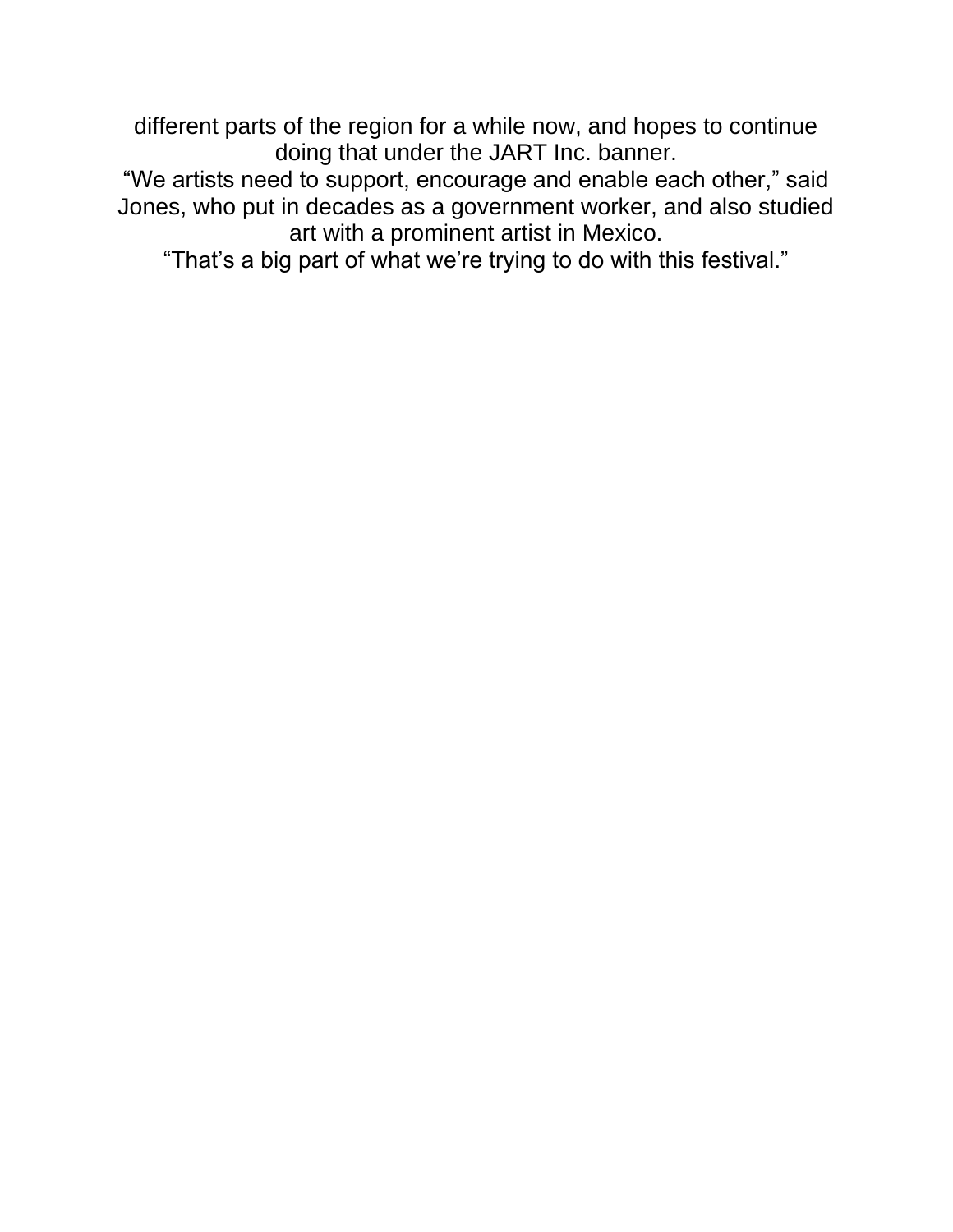different parts of the region for a while now, and hopes to continue doing that under the JART Inc. banner.

"We artists need to support, encourage and enable each other," said Jones, who put in decades as a government worker, and also studied art with a prominent artist in Mexico.

"That's a big part of what we're trying to do with this festival."